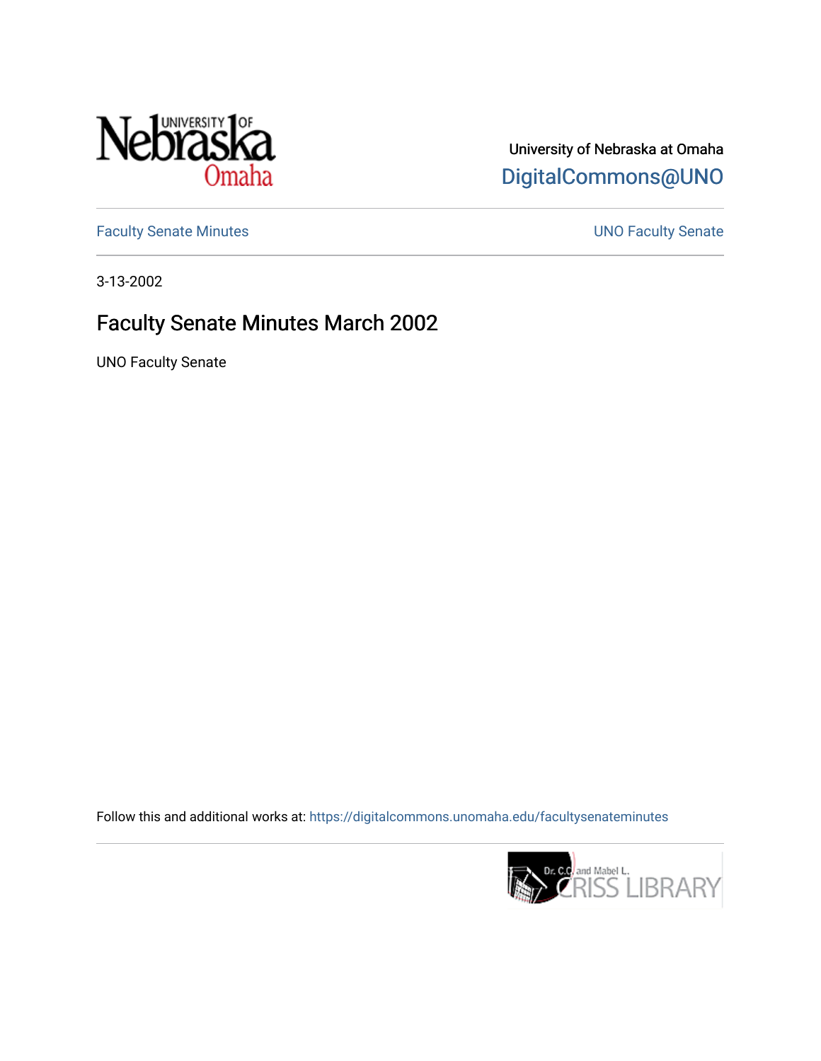University of Nebraska at Omaha
DigitalCommons@UNO

Faculty Senate Minutes

UNO Faculty Senate

3-13-2002

# Faculty Senate Minutes March 2002

UNO Faculty Senate

Follow this and additional works at: https://digitalcommons.unomaha.edu/facultysenateminutes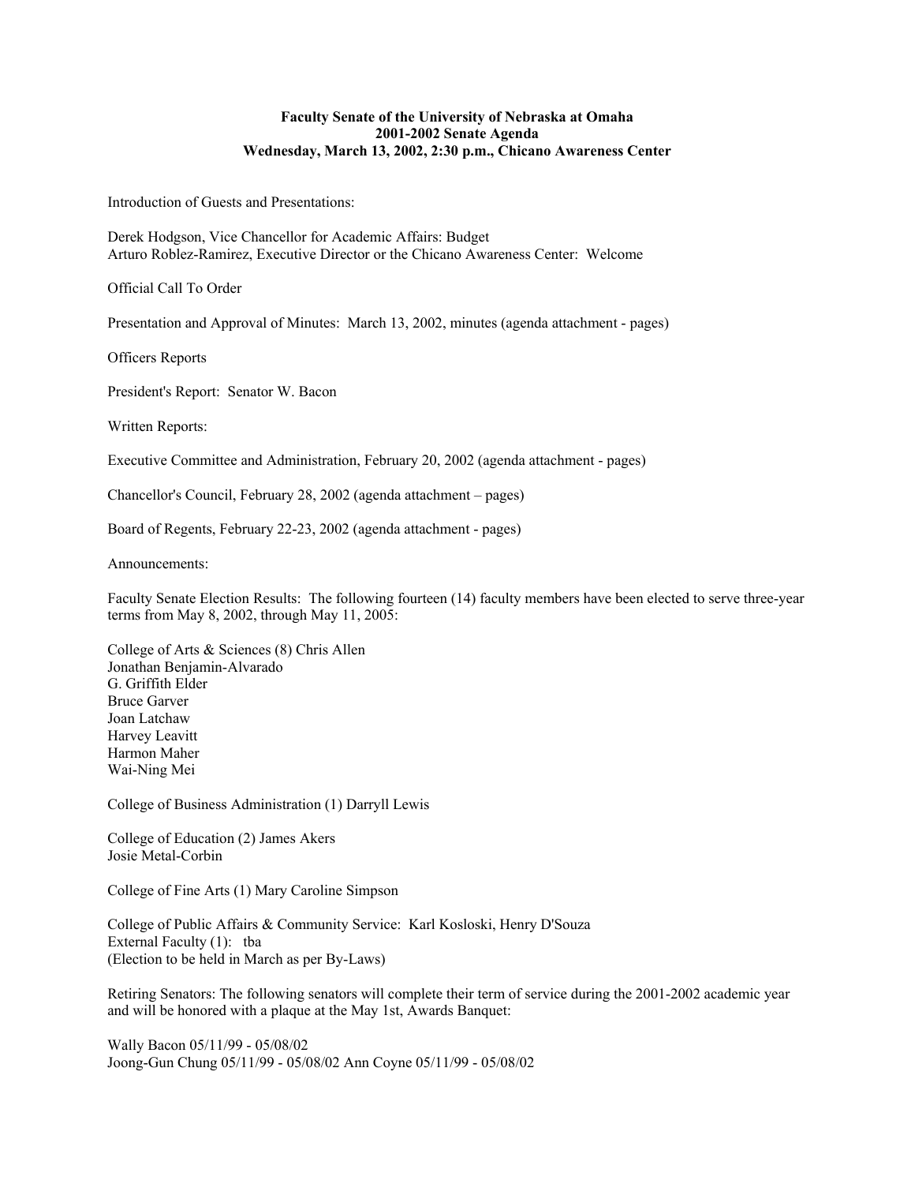**Faculty Senate of the University of Nebraska at Omaha**
**2001-2002 Senate Agenda**
**Wednesday, March 13, 2002, 2:30 p.m., Chicano Awareness Center**

Introduction of Guests and Presentations:

Derek Hodgson, Vice Chancellor for Academic Affairs: Budget
Arturo Roblez-Ramirez, Executive Director or the Chicano Awareness Center: Welcome

Official Call To Order

Presentation and Approval of Minutes: March 13, 2002, minutes (agenda attachment - pages)

Officers Reports

President's Report: Senator W. Bacon

Written Reports:

Executive Committee and Administration, February 20, 2002 (agenda attachment - pages)

Chancellor's Council, February 28, 2002 (agenda attachment – pages)

Board of Regents, February 22-23, 2002 (agenda attachment - pages)

Announcements:

Faculty Senate Election Results: The following fourteen (14) faculty members have been elected to serve three-year terms from May 8, 2002, through May 11, 2005:

College of Arts & Sciences (8) Chris Allen
Jonathan Benjamin-Alvarado
G. Griffith Elder
Bruce Garver
Joan Latchaw
Harvey Leavitt
Harmon Maher
Wai-Ning Mei

College of Business Administration (1) Darryll Lewis

College of Education (2) James Akers
Josie Metal-Corbin

College of Fine Arts (1) Mary Caroline Simpson

College of Public Affairs & Community Service: Karl Kosloski, Henry D'Souza
External Faculty (1): tba
(Election to be held in March as per By-Laws)

Retiring Senators: The following senators will complete their term of service during the 2001-2002 academic year and will be honored with a plaque at the May 1st, Awards Banquet:

Wally Bacon 05/11/99 - 05/08/02
Joong-Gun Chung 05/11/99 - 05/08/02 Ann Coyne 05/11/99 - 05/08/02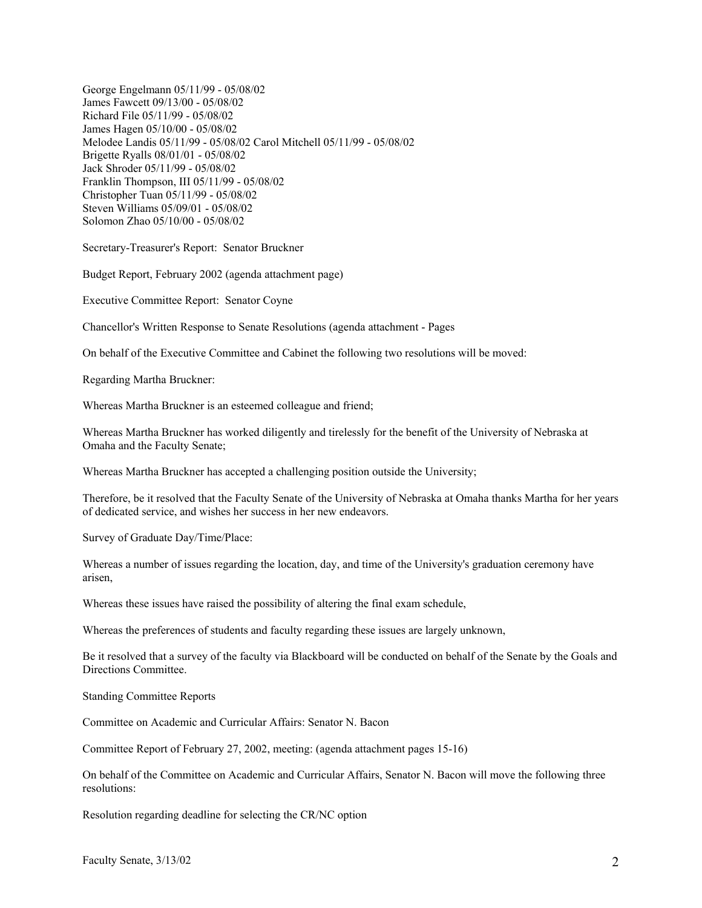George Engelmann 05/11/99 - 05/08/02
James Fawcett 09/13/00 - 05/08/02
Richard File 05/11/99 - 05/08/02
James Hagen 05/10/00 - 05/08/02
Melodee Landis 05/11/99 - 05/08/02 Carol Mitchell 05/11/99 - 05/08/02
Brigette Ryalls 08/01/01 - 05/08/02
Jack Shroder 05/11/99 - 05/08/02
Franklin Thompson, III 05/11/99 - 05/08/02
Christopher Tuan 05/11/99 - 05/08/02
Steven Williams 05/09/01 - 05/08/02
Solomon Zhao 05/10/00 - 05/08/02

Secretary-Treasurer's Report: Senator Bruckner

Budget Report, February 2002 (agenda attachment page)

Executive Committee Report: Senator Coyne

Chancellor's Written Response to Senate Resolutions (agenda attachment - Pages

On behalf of the Executive Committee and Cabinet the following two resolutions will be moved:

Regarding Martha Bruckner:

Whereas Martha Bruckner is an esteemed colleague and friend;

Whereas Martha Bruckner has worked diligently and tirelessly for the benefit of the University of Nebraska at Omaha and the Faculty Senate;

Whereas Martha Bruckner has accepted a challenging position outside the University;

Therefore, be it resolved that the Faculty Senate of the University of Nebraska at Omaha thanks Martha for her years of dedicated service, and wishes her success in her new endeavors.

Survey of Graduate Day/Time/Place:

Whereas a number of issues regarding the location, day, and time of the University's graduation ceremony have arisen,

Whereas these issues have raised the possibility of altering the final exam schedule,

Whereas the preferences of students and faculty regarding these issues are largely unknown,

Be it resolved that a survey of the faculty via Blackboard will be conducted on behalf of the Senate by the Goals and Directions Committee.

Standing Committee Reports

Committee on Academic and Curricular Affairs: Senator N. Bacon

Committee Report of February 27, 2002, meeting: (agenda attachment pages 15-16)

On behalf of the Committee on Academic and Curricular Affairs, Senator N. Bacon will move the following three resolutions:

Resolution regarding deadline for selecting the CR/NC option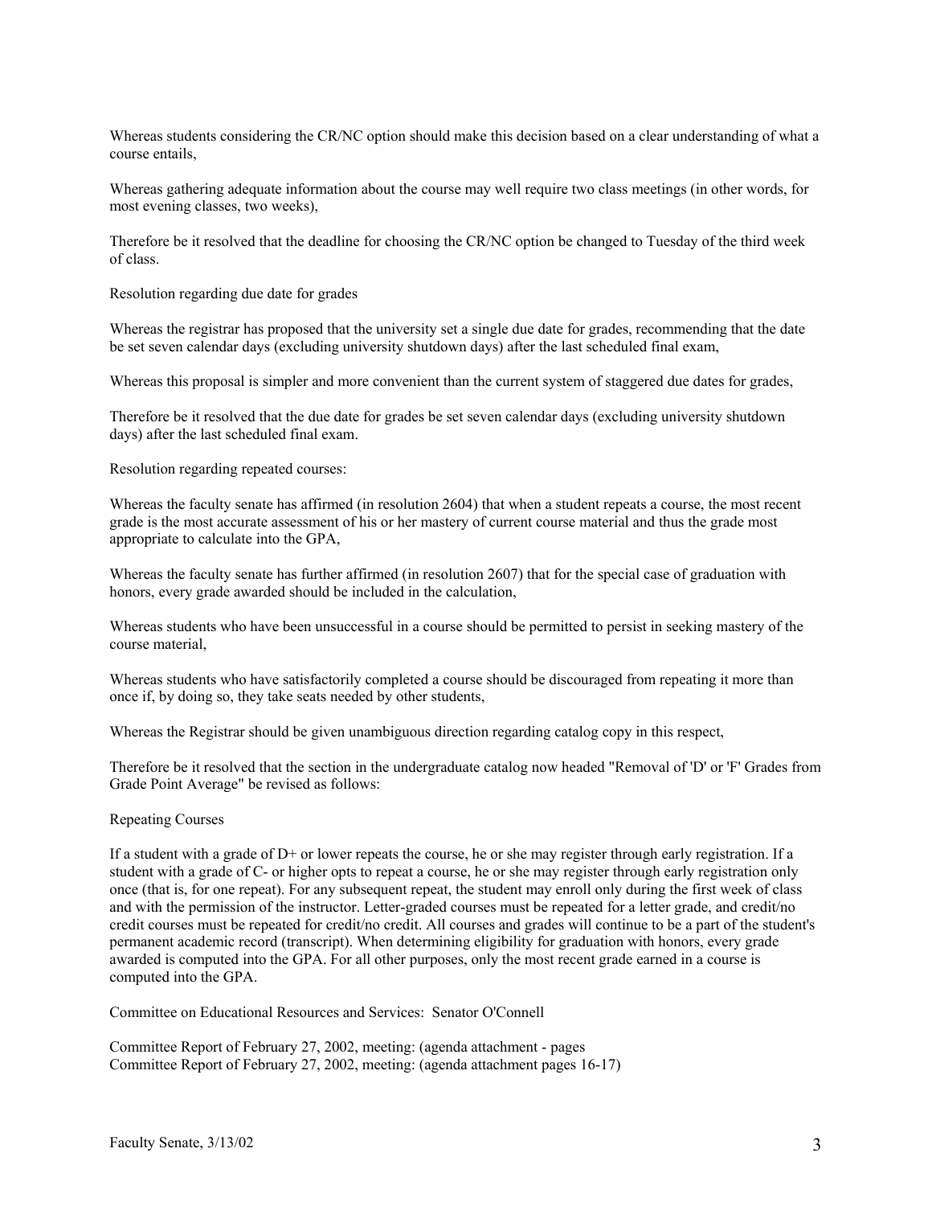Whereas students considering the CR/NC option should make this decision based on a clear understanding of what a course entails,

Whereas gathering adequate information about the course may well require two class meetings (in other words, for most evening classes, two weeks),

Therefore be it resolved that the deadline for choosing the CR/NC option be changed to Tuesday of the third week of class.

Resolution regarding due date for grades

Whereas the registrar has proposed that the university set a single due date for grades, recommending that the date be set seven calendar days (excluding university shutdown days) after the last scheduled final exam,

Whereas this proposal is simpler and more convenient than the current system of staggered due dates for grades,

Therefore be it resolved that the due date for grades be set seven calendar days (excluding university shutdown days) after the last scheduled final exam.

Resolution regarding repeated courses:

Whereas the faculty senate has affirmed (in resolution 2604) that when a student repeats a course, the most recent grade is the most accurate assessment of his or her mastery of current course material and thus the grade most appropriate to calculate into the GPA,

Whereas the faculty senate has further affirmed (in resolution 2607) that for the special case of graduation with honors, every grade awarded should be included in the calculation,

Whereas students who have been unsuccessful in a course should be permitted to persist in seeking mastery of the course material,

Whereas students who have satisfactorily completed a course should be discouraged from repeating it more than once if, by doing so, they take seats needed by other students,

Whereas the Registrar should be given unambiguous direction regarding catalog copy in this respect,

Therefore be it resolved that the section in the undergraduate catalog now headed "Removal of 'D' or 'F' Grades from Grade Point Average" be revised as follows:

Repeating Courses

If a student with a grade of D+ or lower repeats the course, he or she may register through early registration. If a student with a grade of C- or higher opts to repeat a course, he or she may register through early registration only once (that is, for one repeat). For any subsequent repeat, the student may enroll only during the first week of class and with the permission of the instructor. Letter-graded courses must be repeated for a letter grade, and credit/no credit courses must be repeated for credit/no credit. All courses and grades will continue to be a part of the student's permanent academic record (transcript). When determining eligibility for graduation with honors, every grade awarded is computed into the GPA. For all other purposes, only the most recent grade earned in a course is computed into the GPA.

Committee on Educational Resources and Services: Senator O'Connell

Committee Report of February 27, 2002, meeting: (agenda attachment - pages
Committee Report of February 27, 2002, meeting: (agenda attachment pages 16-17)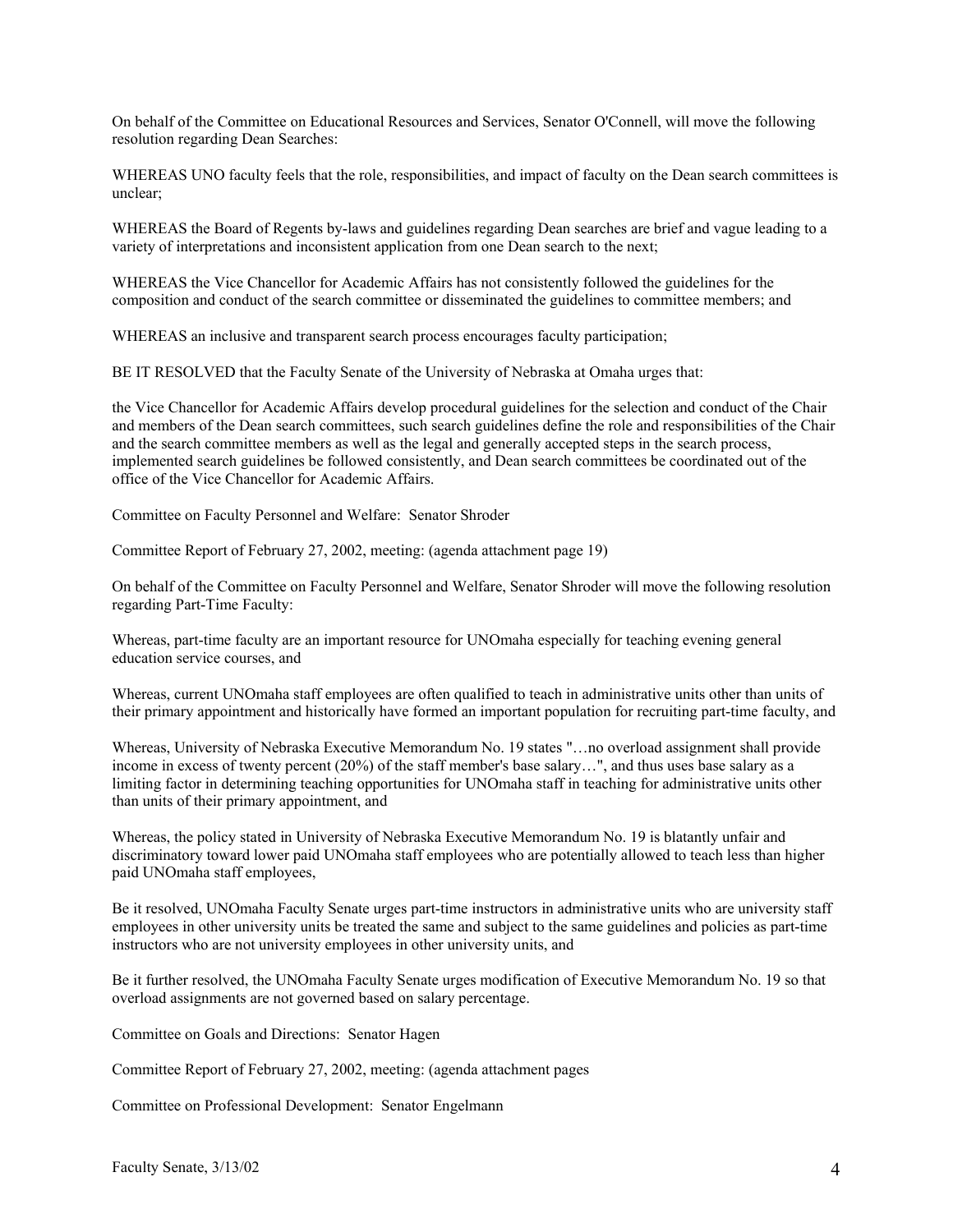On behalf of the Committee on Educational Resources and Services, Senator O'Connell, will move the following resolution regarding Dean Searches:

WHEREAS UNO faculty feels that the role, responsibilities, and impact of faculty on the Dean search committees is unclear;

WHEREAS the Board of Regents by-laws and guidelines regarding Dean searches are brief and vague leading to a variety of interpretations and inconsistent application from one Dean search to the next;

WHEREAS the Vice Chancellor for Academic Affairs has not consistently followed the guidelines for the composition and conduct of the search committee or disseminated the guidelines to committee members; and

WHEREAS an inclusive and transparent search process encourages faculty participation;

BE IT RESOLVED that the Faculty Senate of the University of Nebraska at Omaha urges that:

the Vice Chancellor for Academic Affairs develop procedural guidelines for the selection and conduct of the Chair and members of the Dean search committees, such search guidelines define the role and responsibilities of the Chair and the search committee members as well as the legal and generally accepted steps in the search process, implemented search guidelines be followed consistently, and Dean search committees be coordinated out of the office of the Vice Chancellor for Academic Affairs.

Committee on Faculty Personnel and Welfare: Senator Shroder

Committee Report of February 27, 2002, meeting: (agenda attachment page 19)

On behalf of the Committee on Faculty Personnel and Welfare, Senator Shroder will move the following resolution regarding Part-Time Faculty:

Whereas, part-time faculty are an important resource for UNOmaha especially for teaching evening general education service courses, and

Whereas, current UNOmaha staff employees are often qualified to teach in administrative units other than units of their primary appointment and historically have formed an important population for recruiting part-time faculty, and

Whereas, University of Nebraska Executive Memorandum No. 19 states "…no overload assignment shall provide income in excess of twenty percent (20%) of the staff member's base salary…", and thus uses base salary as a limiting factor in determining teaching opportunities for UNOmaha staff in teaching for administrative units other than units of their primary appointment, and

Whereas, the policy stated in University of Nebraska Executive Memorandum No. 19 is blatantly unfair and discriminatory toward lower paid UNOmaha staff employees who are potentially allowed to teach less than higher paid UNOmaha staff employees,

Be it resolved, UNOmaha Faculty Senate urges part-time instructors in administrative units who are university staff employees in other university units be treated the same and subject to the same guidelines and policies as part-time instructors who are not university employees in other university units, and

Be it further resolved, the UNOmaha Faculty Senate urges modification of Executive Memorandum No. 19 so that overload assignments are not governed based on salary percentage.

Committee on Goals and Directions: Senator Hagen

Committee Report of February 27, 2002, meeting: (agenda attachment pages

Committee on Professional Development: Senator Engelmann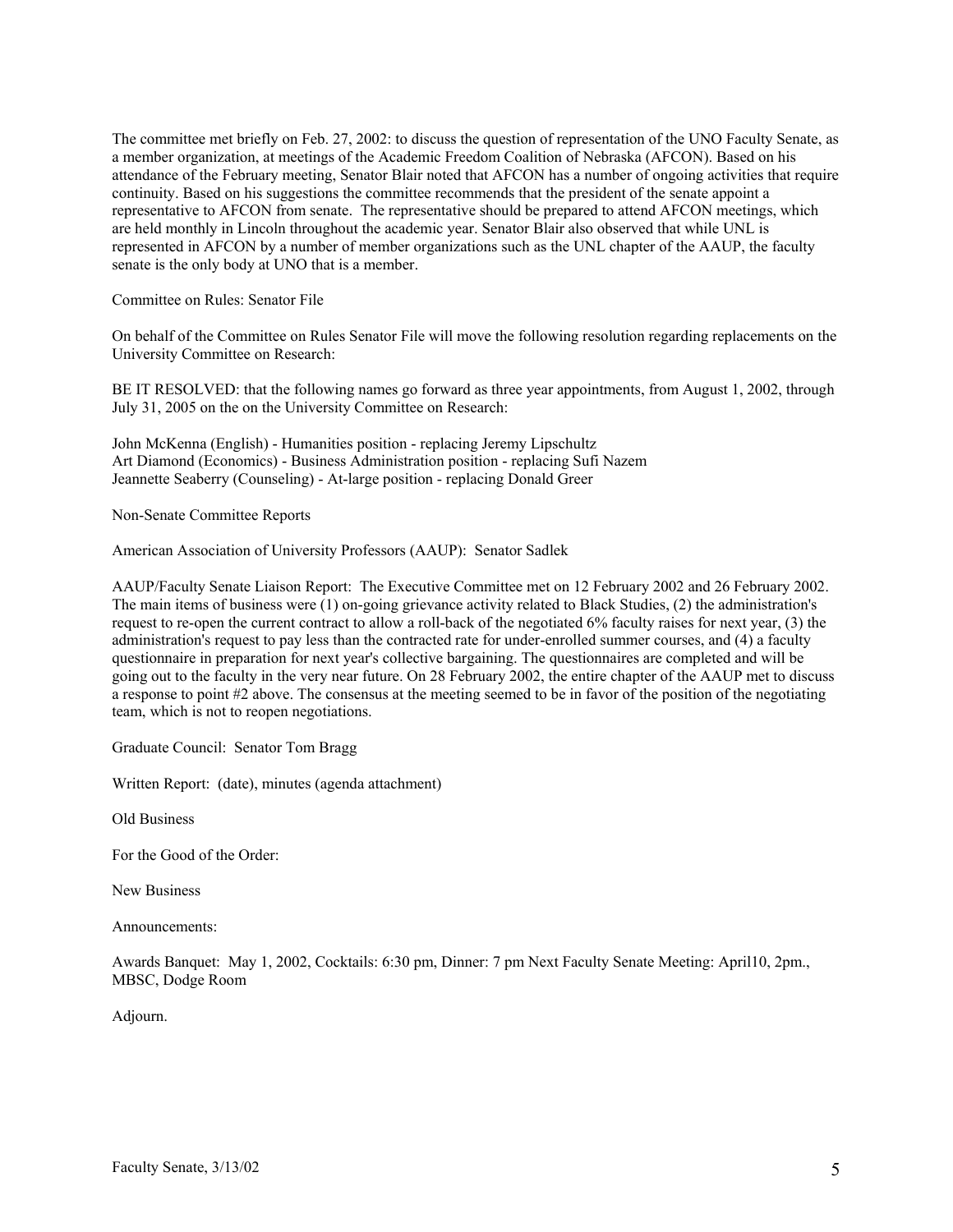The committee met briefly on Feb. 27, 2002: to discuss the question of representation of the UNO Faculty Senate, as a member organization, at meetings of the Academic Freedom Coalition of Nebraska (AFCON). Based on his attendance of the February meeting, Senator Blair noted that AFCON has a number of ongoing activities that require continuity. Based on his suggestions the committee recommends that the president of the senate appoint a representative to AFCON from senate. The representative should be prepared to attend AFCON meetings, which are held monthly in Lincoln throughout the academic year. Senator Blair also observed that while UNL is represented in AFCON by a number of member organizations such as the UNL chapter of the AAUP, the faculty senate is the only body at UNO that is a member.

Committee on Rules: Senator File

On behalf of the Committee on Rules Senator File will move the following resolution regarding replacements on the University Committee on Research:

BE IT RESOLVED: that the following names go forward as three year appointments, from August 1, 2002, through July 31, 2005 on the on the University Committee on Research:

John McKenna (English) - Humanities position - replacing Jeremy Lipschultz
Art Diamond (Economics) - Business Administration position - replacing Sufi Nazem
Jeannette Seaberry (Counseling) - At-large position - replacing Donald Greer

Non-Senate Committee Reports

American Association of University Professors (AAUP): Senator Sadlek

AAUP/Faculty Senate Liaison Report: The Executive Committee met on 12 February 2002 and 26 February 2002. The main items of business were (1) on-going grievance activity related to Black Studies, (2) the administration's request to re-open the current contract to allow a roll-back of the negotiated 6% faculty raises for next year, (3) the administration's request to pay less than the contracted rate for under-enrolled summer courses, and (4) a faculty questionnaire in preparation for next year's collective bargaining. The questionnaires are completed and will be going out to the faculty in the very near future. On 28 February 2002, the entire chapter of the AAUP met to discuss a response to point #2 above. The consensus at the meeting seemed to be in favor of the position of the negotiating team, which is not to reopen negotiations.

Graduate Council: Senator Tom Bragg

Written Report: (date), minutes (agenda attachment)

Old Business

For the Good of the Order:

New Business

Announcements:

Awards Banquet: May 1, 2002, Cocktails: 6:30 pm, Dinner: 7 pm Next Faculty Senate Meeting: April10, 2pm., MBSC, Dodge Room

Adjourn.